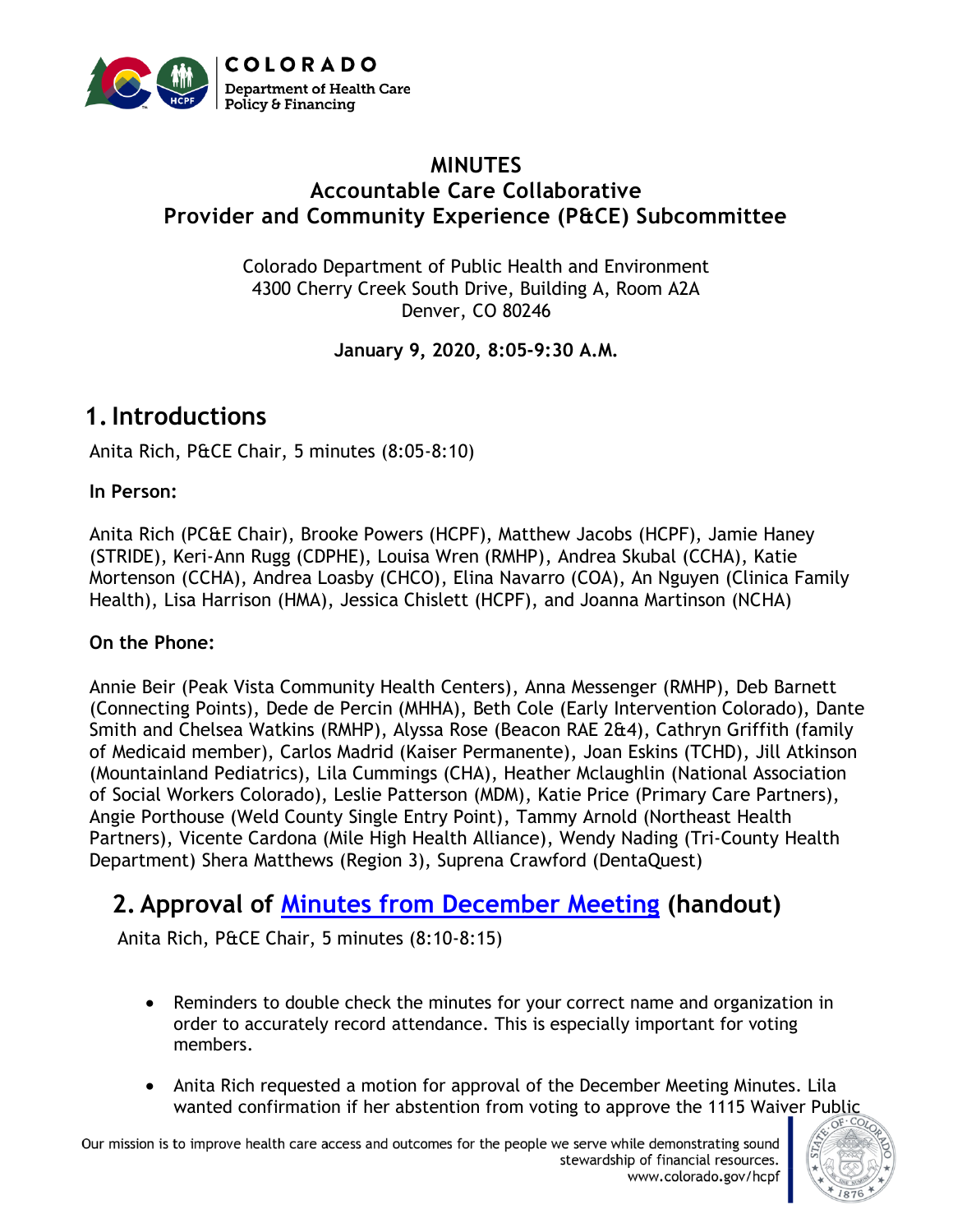# MINUTES
## Accountable Care Collaborative
## Provider and Community Experience (P&CE) Subcommittee

Colorado Department of Public Health and Environment
4300 Cherry Creek South Drive, Building A, Room A2A
Denver, CO 80246

**January 9, 2020, 8:05-9:30 A.M.**

## 1. Introductions

Anita Rich, P&CE Chair, 5 minutes (8:05-8:10)

**In Person:**

Anita Rich (PC&E Chair), Brooke Powers (HCPF), Matthew Jacobs (HCPF), Jamie Haney (STRIDE), Keri-Ann Rugg (CDPHE), Louisa Wren (RMHP), Andrea Skubal (CCHA), Katie Mortenson (CCHA), Andrea Loasby (CHCO), Elina Navarro (COA), An Nguyen (Clinica Family Health), Lisa Harrison (HMA), Jessica Chislett (HCPF), and Joanna Martinson (NCHA)

**On the Phone:**

Annie Beir (Peak Vista Community Health Centers), Anna Messenger (RMHP), Deb Barnett (Connecting Points), Dede de Percin (MHHA), Beth Cole (Early Intervention Colorado), Dante Smith and Chelsea Watkins (RMHP), Alyssa Rose (Beacon RAE 2&4), Cathryn Griffith (family of Medicaid member), Carlos Madrid (Kaiser Permanente), Joan Eskins (TCHD), Jill Atkinson (Mountainland Pediatrics), Lila Cummings (CHA), Heather Mclaughlin (National Association of Social Workers Colorado), Leslie Patterson (MDM), Katie Price (Primary Care Partners), Angie Porthouse (Weld County Single Entry Point), Tammy Arnold (Northeast Health Partners), Vicente Cardona (Mile High Health Alliance), Wendy Nading (Tri-County Health Department) Shera Matthews (Region 3), Suprena Crawford (DentaQuest)

## 2. Approval of Minutes from December Meeting (handout)

Anita Rich, P&CE Chair, 5 minutes (8:10-8:15)

- Reminders to double check the minutes for your correct name and organization in order to accurately record attendance. This is especially important for voting members.
- Anita Rich requested a motion for approval of the December Meeting Minutes. Lila wanted confirmation if her abstention from voting to approve the 1115 Waiver Public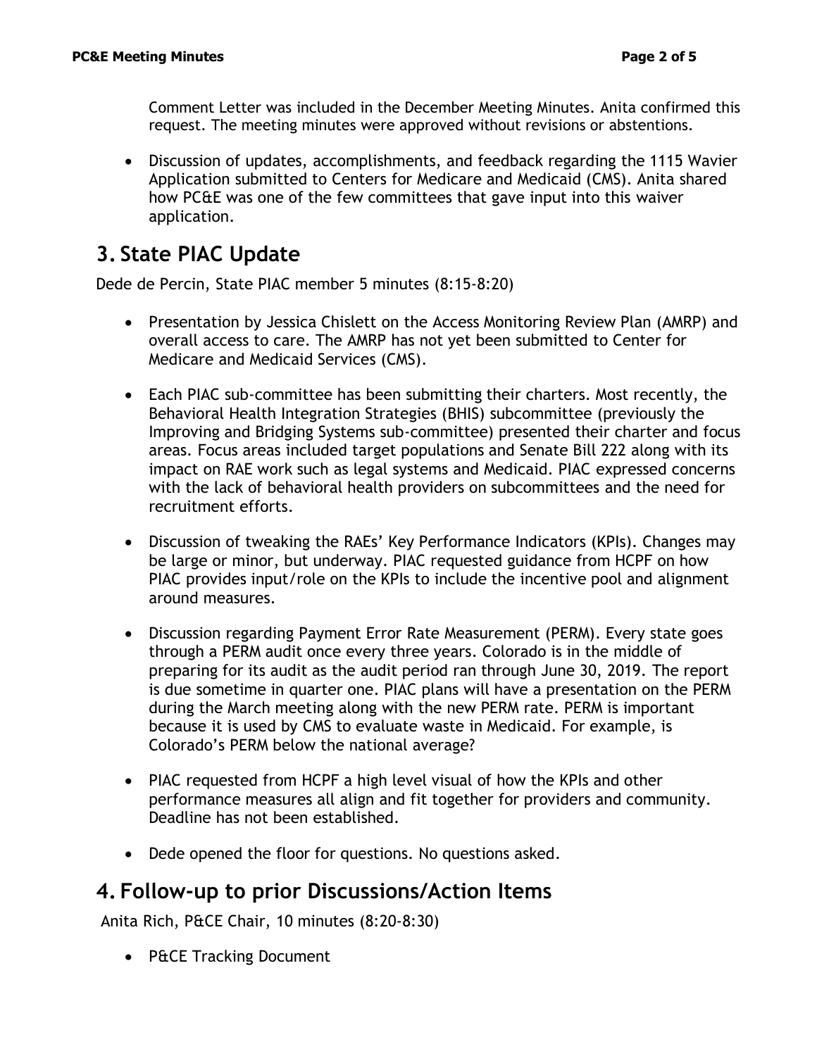Comment Letter was included in the December Meeting Minutes. Anita confirmed this request. The meeting minutes were approved without revisions or abstentions.

- Discussion of updates, accomplishments, and feedback regarding the 1115 Wavier Application submitted to Centers for Medicare and Medicaid (CMS). Anita shared how PC&E was one of the few committees that gave input into this waiver application.

## 3. State PIAC Update

Dede de Percin, State PIAC member 5 minutes (8:15-8:20)

- Presentation by Jessica Chislett on the Access Monitoring Review Plan (AMRP) and overall access to care. The AMRP has not yet been submitted to Center for Medicare and Medicaid Services (CMS).

- Each PIAC sub-committee has been submitting their charters. Most recently, the Behavioral Health Integration Strategies (BHIS) subcommittee (previously the Improving and Bridging Systems sub-committee) presented their charter and focus areas. Focus areas included target populations and Senate Bill 222 along with its impact on RAE work such as legal systems and Medicaid. PIAC expressed concerns with the lack of behavioral health providers on subcommittees and the need for recruitment efforts.

- Discussion of tweaking the RAEs' Key Performance Indicators (KPIs). Changes may be large or minor, but underway. PIAC requested guidance from HCPF on how PIAC provides input/role on the KPIs to include the incentive pool and alignment around measures.

- Discussion regarding Payment Error Rate Measurement (PERM). Every state goes through a PERM audit once every three years. Colorado is in the middle of preparing for its audit as the audit period ran through June 30, 2019. The report is due sometime in quarter one. PIAC plans will have a presentation on the PERM during the March meeting along with the new PERM rate. PERM is important because it is used by CMS to evaluate waste in Medicaid. For example, is Colorado's PERM below the national average?

- PIAC requested from HCPF a high level visual of how the KPIs and other performance measures all align and fit together for providers and community. Deadline has not been established.

- Dede opened the floor for questions. No questions asked.

## 4. Follow-up to prior Discussions/Action Items

Anita Rich, P&CE Chair, 10 minutes (8:20-8:30)

- P&CE Tracking Document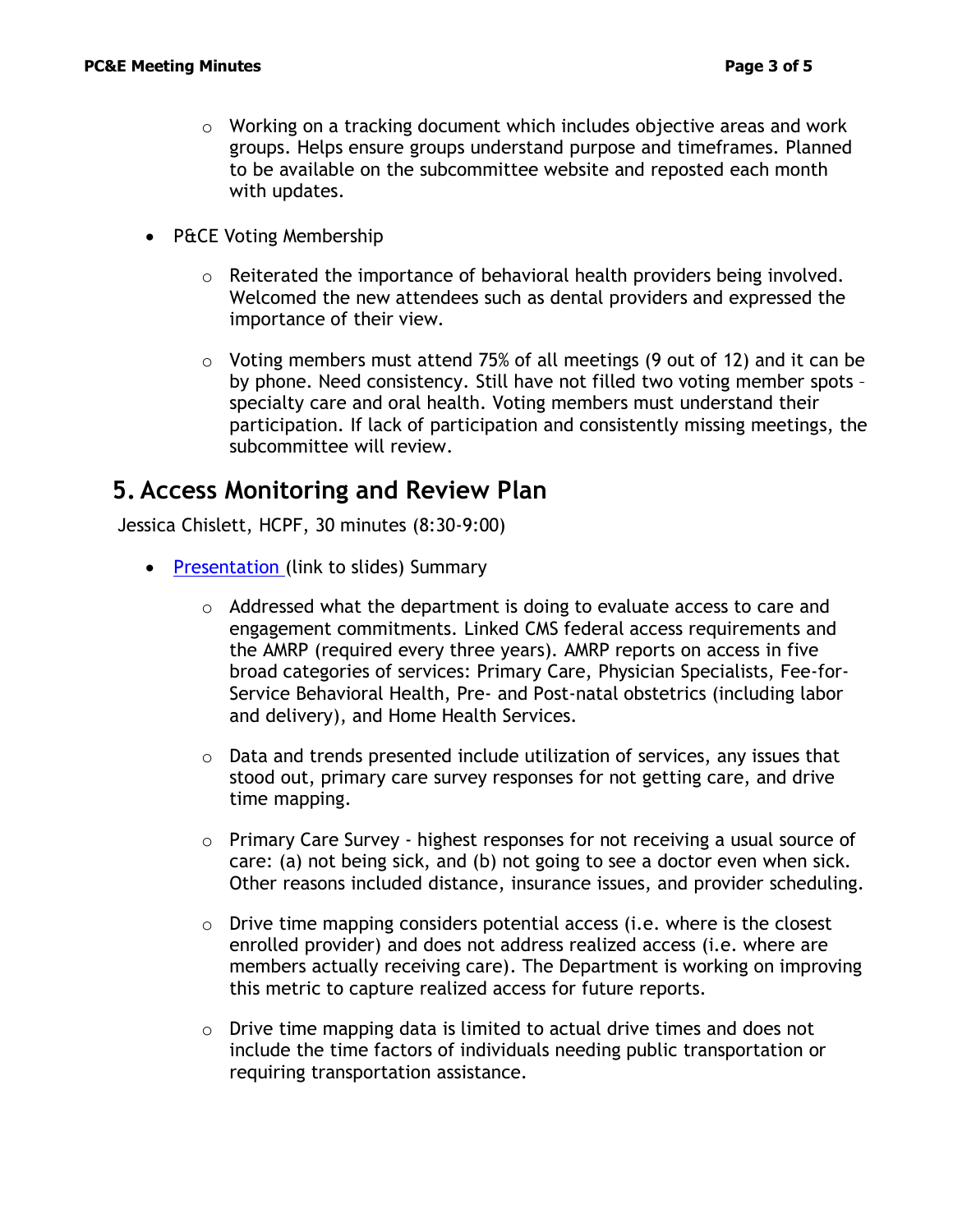- Working on a tracking document which includes objective areas and work groups. Helps ensure groups understand purpose and timeframes. Planned to be available on the subcommittee website and reposted each month with updates.

- P&CE Voting Membership
  - Reiterated the importance of behavioral health providers being involved. Welcomed the new attendees such as dental providers and expressed the importance of their view.
  - Voting members must attend 75% of all meetings (9 out of 12) and it can be by phone. Need consistency. Still have not filled two voting member spots – specialty care and oral health. Voting members must understand their participation. If lack of participation and consistently missing meetings, the subcommittee will review.

## 5. Access Monitoring and Review Plan

Jessica Chislett, HCPF, 30 minutes (8:30-9:00)

- Presentation (link to slides) Summary
  - Addressed what the department is doing to evaluate access to care and engagement commitments. Linked CMS federal access requirements and the AMRP (required every three years). AMRP reports on access in five broad categories of services: Primary Care, Physician Specialists, Fee-for-Service Behavioral Health, Pre- and Post-natal obstetrics (including labor and delivery), and Home Health Services.
  - Data and trends presented include utilization of services, any issues that stood out, primary care survey responses for not getting care, and drive time mapping.
  - Primary Care Survey - highest responses for not receiving a usual source of care: (a) not being sick, and (b) not going to see a doctor even when sick. Other reasons included distance, insurance issues, and provider scheduling.
  - Drive time mapping considers potential access (i.e. where is the closest enrolled provider) and does not address realized access (i.e. where are members actually receiving care). The Department is working on improving this metric to capture realized access for future reports.
  - Drive time mapping data is limited to actual drive times and does not include the time factors of individuals needing public transportation or requiring transportation assistance.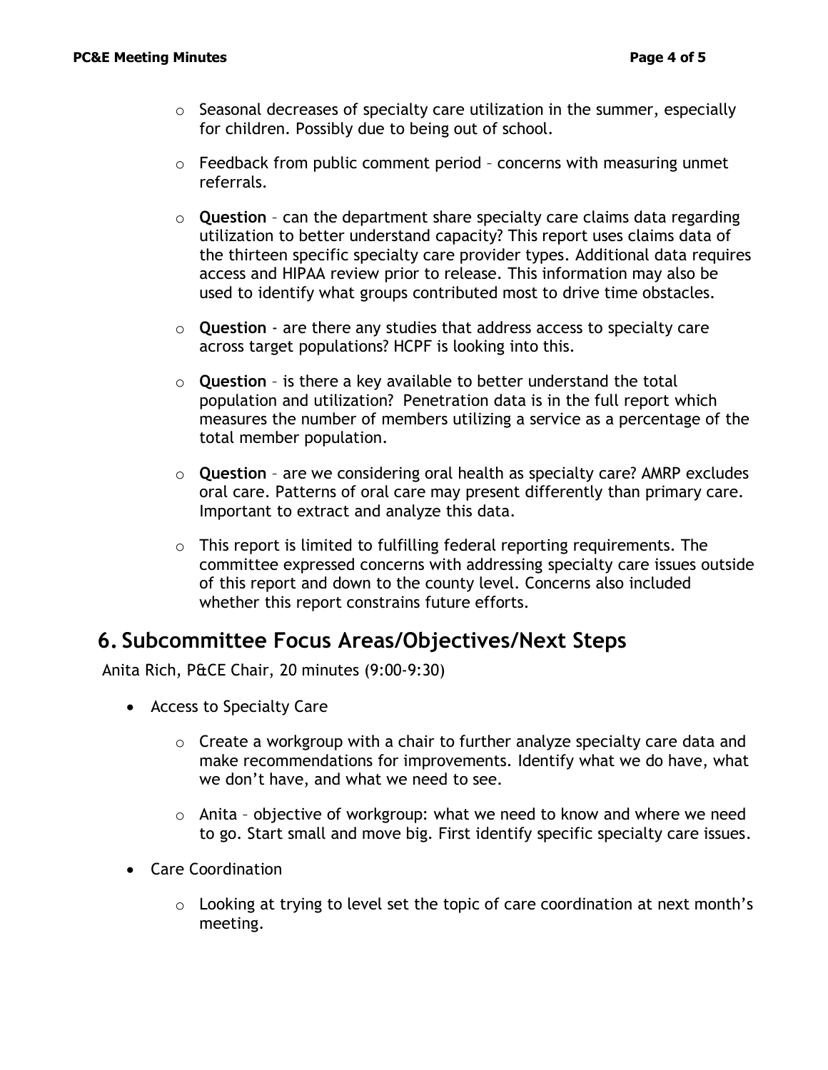- Seasonal decreases of specialty care utilization in the summer, especially for children. Possibly due to being out of school.

- Feedback from public comment period – concerns with measuring unmet referrals.

- **Question** – can the department share specialty care claims data regarding utilization to better understand capacity? This report uses claims data of the thirteen specific specialty care provider types. Additional data requires access and HIPAA review prior to release. This information may also be used to identify what groups contributed most to drive time obstacles.

- **Question** - are there any studies that address access to specialty care across target populations? HCPF is looking into this.

- **Question** – is there a key available to better understand the total population and utilization? Penetration data is in the full report which measures the number of members utilizing a service as a percentage of the total member population.

- **Question** – are we considering oral health as specialty care? AMRP excludes oral care. Patterns of oral care may present differently than primary care. Important to extract and analyze this data.

- This report is limited to fulfilling federal reporting requirements. The committee expressed concerns with addressing specialty care issues outside of this report and down to the county level. Concerns also included whether this report constrains future efforts.

## 6. Subcommittee Focus Areas/Objectives/Next Steps

Anita Rich, P&CE Chair, 20 minutes (9:00-9:30)

- Access to Specialty Care
  - Create a workgroup with a chair to further analyze specialty care data and make recommendations for improvements. Identify what we do have, what we don't have, and what we need to see.
  - Anita – objective of workgroup: what we need to know and where we need to go. Start small and move big. First identify specific specialty care issues.
- Care Coordination
  - Looking at trying to level set the topic of care coordination at next month's meeting.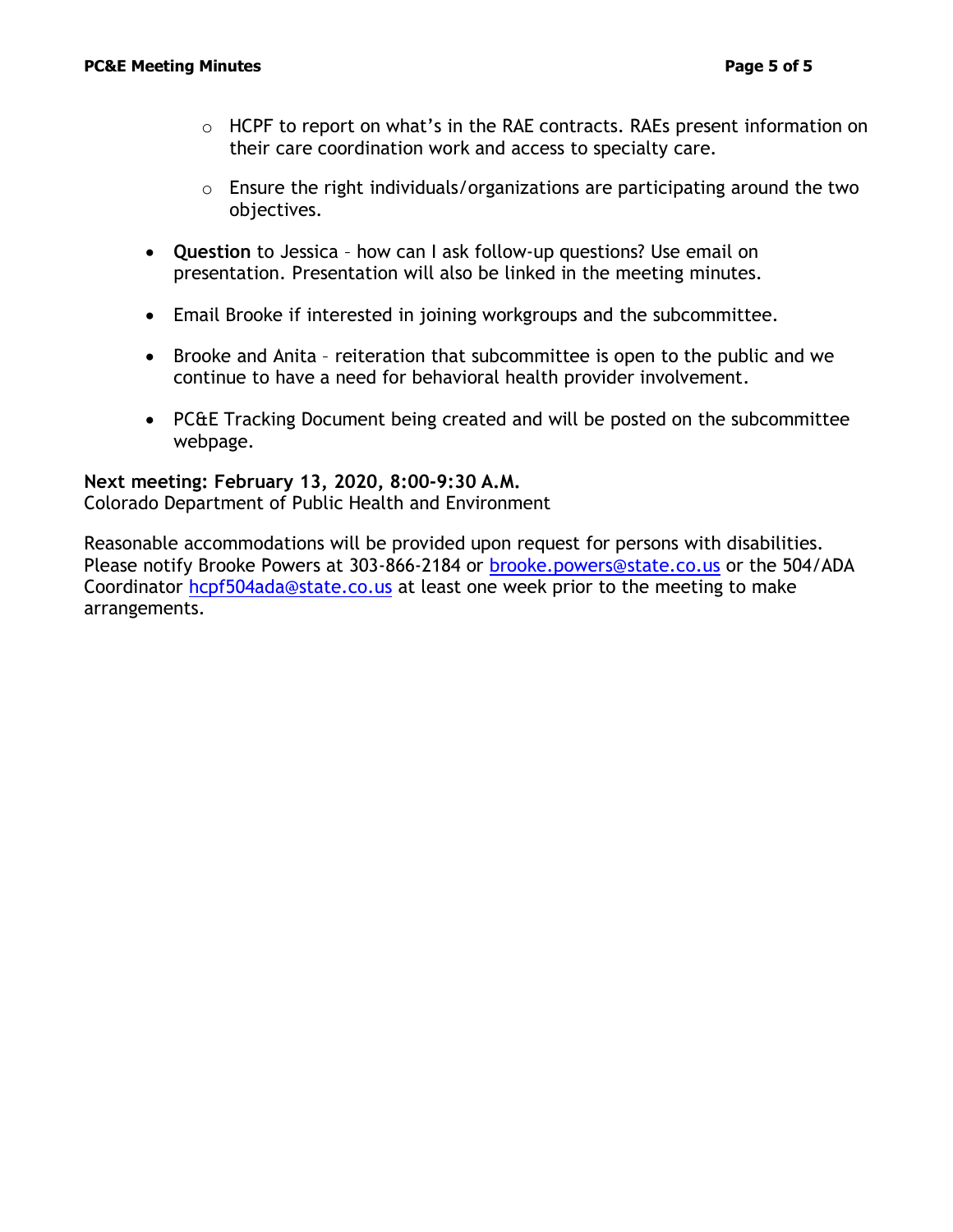- HCPF to report on what's in the RAE contracts. RAEs present information on their care coordination work and access to specialty care.

    - Ensure the right individuals/organizations are participating around the two objectives.

- **Question** to Jessica – how can I ask follow-up questions? Use email on presentation. Presentation will also be linked in the meeting minutes.

- Email Brooke if interested in joining workgroups and the subcommittee.

- Brooke and Anita – reiteration that subcommittee is open to the public and we continue to have a need for behavioral health provider involvement.

- PC&E Tracking Document being created and will be posted on the subcommittee webpage.

**Next meeting: February 13, 2020, 8:00-9:30 A.M.**
Colorado Department of Public Health and Environment

Reasonable accommodations will be provided upon request for persons with disabilities. Please notify Brooke Powers at 303-866-2184 or brooke.powers@state.co.us or the 504/ADA Coordinator hcpf504ada@state.co.us at least one week prior to the meeting to make arrangements.